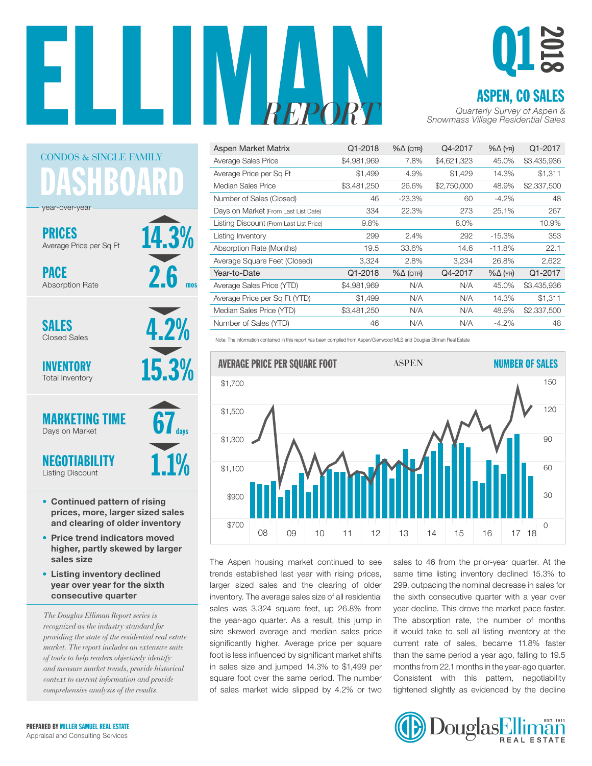# ELLIMAN REPORT

## Q1 2018

## ASPEN, CO SALES

*Quarterly Survey of Aspen & Snowmass Village Residential Sales*

## CONDOS & SINGLE FAMILY DASHBOARD

year-over-year

**PRICES** Average Price per Sq Ft — ▲ 14.3%

**PACE** Absorption Rate — ▼ 2.6 mos

**SALES** Closed Sales — ▼ 4.2%

**INVENTORY** Total Inventory — ▼ 15.3%

**MARKETING TIME** Days on Market — ▲ 67 days

**NEGOTIABILITY** Listing Discount — ▼ 1.1%

- **Continued pattern of rising prices, more, larger sized sales and clearing of older inventory**
- **Price trend indicators moved higher, partly skewed by larger sales size**
- **Listing inventory declined year over year for the sixth consecutive quarter**

*The Douglas Elliman Report series is recognized as the industry standard for providing the state of the residential real estate market. The report includes an extensive suite of tools to help readers objectively identify and measure market trends, provide historical context to current information and provide comprehensive analysis of the results.*

| Aspen Market Matrix | Q1-2018 | %Δ (QTR) | Q4-2017 | %Δ (YR) | Q1-2017 |
|---|---|---|---|---|---|
| Average Sales Price | $4,981,969 | 7.8% | $4,621,323 | 45.0% | $3,435,936 |
| Average Price per Sq Ft | $1,499 | 4.9% | $1,429 | 14.3% | $1,311 |
| Median Sales Price | $3,481,250 | 26.6% | $2,750,000 | 48.9% | $2,337,500 |
| Number of Sales (Closed) | 46 | -23.3% | 60 | -4.2% | 48 |
| Days on Market (From Last List Date) | 334 | 22.3% | 273 | 25.1% | 267 |
| Listing Discount (From Last List Price) | 9.8% | | 8.0% | | 10.9% |
| Listing Inventory | 299 | 2.4% | 292 | -15.3% | 353 |
| Absorption Rate (Months) | 19.5 | 33.6% | 14.6 | -11.8% | 22.1 |
| Average Square Feet (Closed) | 3,324 | 2.8% | 3,234 | 26.8% | 2,622 |
| **Year-to-Date** | **Q1-2018** | **%Δ (QTR)** | **Q4-2017** | **%Δ (YR)** | **Q1-2017** |
| Average Sales Price (YTD) | $4,981,969 | N/A | N/A | 45.0% | $3,435,936 |
| Average Price per Sq Ft (YTD) | $1,499 | N/A | N/A | 14.3% | $1,311 |
| Median Sales Price (YTD) | $3,481,250 | N/A | N/A | 48.9% | $2,337,500 |
| Number of Sales (YTD) | 46 | N/A | N/A | -4.2% | 48 |

Note: The information contained in this report has been compiled from Aspen/Glenwood MLS and Douglas Elliman Real Estate

**AVERAGE PRICE PER SQUARE FOOT** — ASPEN — **NUMBER OF SALES**

The Aspen housing market continued to see trends established last year with rising prices, larger sized sales and the clearing of older inventory. The average sales size of all residential sales was 3,324 square feet, up 26.8% from the year-ago quarter. As a result, this jump in size skewed average and median sales price significantly higher. Average price per square foot is less influenced by significant market shifts in sales size and jumped 14.3% to $1,499 per square foot over the same period. The number of sales market wide slipped by 4.2% or two sales to 46 from the prior-year quarter. At the same time listing inventory declined 15.3% to 299, outpacing the nominal decrease in sales for the sixth consecutive quarter with a year over year decline. This drove the market pace faster. The absorption rate, the number of months it would take to sell all listing inventory at the current rate of sales, became 11.8% faster than the same period a year ago, falling to 19.5 months from 22.1 months in the year-ago quarter. Consistent with this pattern, negotiability tightened slightly as evidenced by the decline

**PREPARED BY MILLER SAMUEL REAL ESTATE**
Appraisal and Consulting Services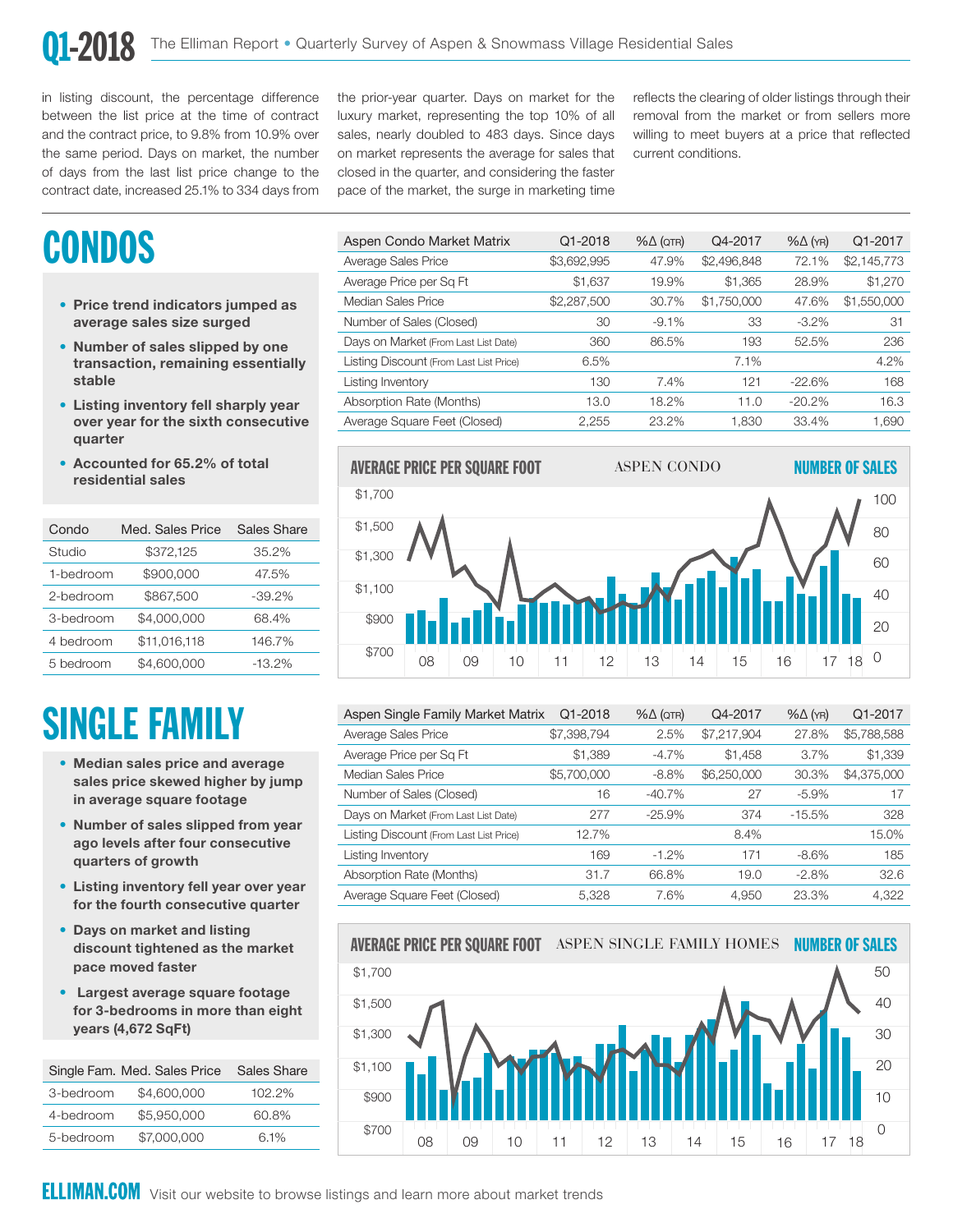in listing discount, the percentage difference between the list price at the time of contract and the contract price, to 9.8% from 10.9% over the same period. Days on market, the number of days from the last list price change to the contract date, increased 25.1% to 334 days from the prior-year quarter. Days on market for the luxury market, representing the top 10% of all sales, nearly doubled to 483 days. Since days on market represents the average for sales that closed in the quarter, and considering the faster pace of the market, the surge in marketing time reflects the clearing of older listings through their removal from the market or from sellers more willing to meet buyers at a price that reflected current conditions.

# CONDOS

- **Price trend indicators jumped as average sales size surged**
- **Number of sales slipped by one transaction, remaining essentially stable**
- **Listing inventory fell sharply year over year for the sixth consecutive quarter**
- **Accounted for 65.2% of total residential sales**

| Condo | Med. Sales Price | Sales Share |
|---|---|---|
| Studio | $372,125 | 35.2% |
| 1-bedroom | $900,000 | 47.5% |
| 2-bedroom | $867,500 | -39.2% |
| 3-bedroom | $4,000,000 | 68.4% |
| 4 bedroom | $11,016,118 | 146.7% |
| 5 bedroom | $4,600,000 | -13.2% |

| Aspen Condo Market Matrix | Q1-2018 | %Δ (QTR) | Q4-2017 | %Δ (YR) | Q1-2017 |
|---|---|---|---|---|---|
| Average Sales Price | $3,692,995 | 47.9% | $2,496,848 | 72.1% | $2,145,773 |
| Average Price per Sq Ft | $1,637 | 19.9% | $1,365 | 28.9% | $1,270 |
| Median Sales Price | $2,287,500 | 30.7% | $1,750,000 | 47.6% | $1,550,000 |
| Number of Sales (Closed) | 30 | -9.1% | 33 | -3.2% | 31 |
| Days on Market (From Last List Date) | 360 | 86.5% | 193 | 52.5% | 236 |
| Listing Discount (From Last List Price) | 6.5% | | 7.1% | | 4.2% |
| Listing Inventory | 130 | 7.4% | 121 | -22.6% | 168 |
| Absorption Rate (Months) | 13.0 | 18.2% | 11.0 | -20.2% | 16.3 |
| Average Square Feet (Closed) | 2,255 | 23.2% | 1,830 | 33.4% | 1,690 |

AVERAGE PRICE PER SQUARE FOOT — ASPEN CONDO — NUMBER OF SALES

# SINGLE FAMILY

- **Median sales price and average sales price skewed higher by jump in average square footage**
- **Number of sales slipped from year ago levels after four consecutive quarters of growth**
- **Listing inventory fell year over year for the fourth consecutive quarter**
- **Days on market and listing discount tightened as the market pace moved faster**
- **Largest average square footage for 3-bedrooms in more than eight years (4,672 SqFt)**

| Single Fam. | Med. Sales Price | Sales Share |
|---|---|---|
| 3-bedroom | $4,600,000 | 102.2% |
| 4-bedroom | $5,950,000 | 60.8% |
| 5-bedroom | $7,000,000 | 6.1% |

| Aspen Single Family Market Matrix | Q1-2018 | %Δ (QTR) | Q4-2017 | %Δ (YR) | Q1-2017 |
|---|---|---|---|---|---|
| Average Sales Price | $7,398,794 | 2.5% | $7,217,904 | 27.8% | $5,788,588 |
| Average Price per Sq Ft | $1,389 | -4.7% | $1,458 | 3.7% | $1,339 |
| Median Sales Price | $5,700,000 | -8.8% | $6,250,000 | 30.3% | $4,375,000 |
| Number of Sales (Closed) | 16 | -40.7% | 27 | -5.9% | 17 |
| Days on Market (From Last List Date) | 277 | -25.9% | 374 | -15.5% | 328 |
| Listing Discount (From Last List Price) | 12.7% | | 8.4% | | 15.0% |
| Listing Inventory | 169 | -1.2% | 171 | -8.6% | 185 |
| Absorption Rate (Months) | 31.7 | 66.8% | 19.0 | -2.8% | 32.6 |
| Average Square Feet (Closed) | 5,328 | 7.6% | 4,950 | 23.3% | 4,322 |

AVERAGE PRICE PER SQUARE FOOT — ASPEN SINGLE FAMILY HOMES — NUMBER OF SALES

**ELLIMAN.COM** Visit our website to browse listings and learn more about market trends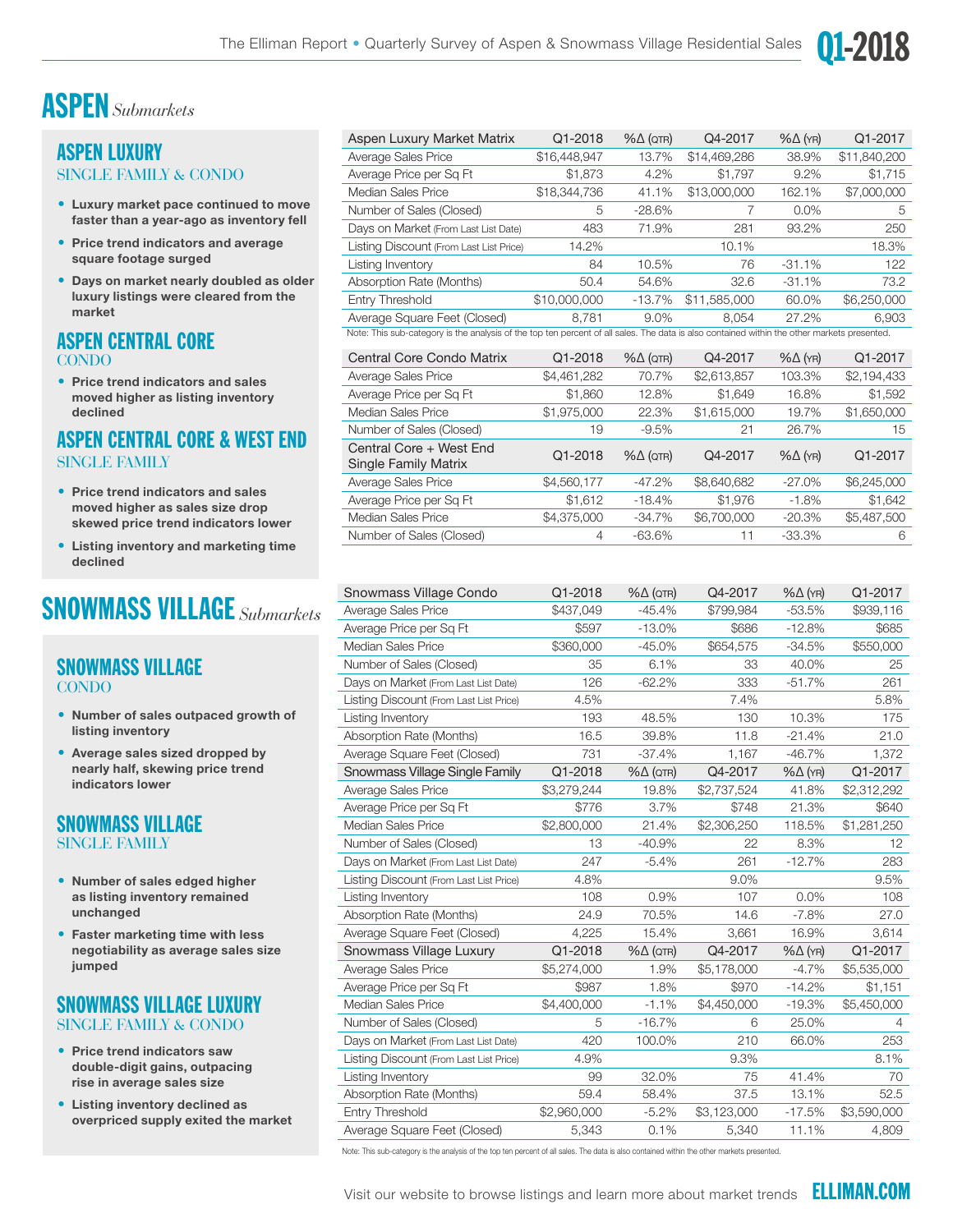# ASPEN *Submarkets*

## ASPEN LUXURY
SINGLE FAMILY & CONDO

- **Luxury market pace continued to move faster than a year-ago as inventory fell**
- **Price trend indicators and average square footage surged**
- **Days on market nearly doubled as older luxury listings were cleared from the market**

## ASPEN CENTRAL CORE
CONDO

- **Price trend indicators and sales moved higher as listing inventory declined**

## ASPEN CENTRAL CORE & WEST END
SINGLE FAMILY

- **Price trend indicators and sales moved higher as sales size drop skewed price trend indicators lower**
- **Listing inventory and marketing time declined**

| Aspen Luxury Market Matrix | Q1-2018 | %Δ (QTR) | Q4-2017 | %Δ (YR) | Q1-2017 |
|---|---|---|---|---|---|
| Average Sales Price | $16,448,947 | 13.7% | $14,469,286 | 38.9% | $11,840,200 |
| Average Price per Sq Ft | $1,873 | 4.2% | $1,797 | 9.2% | $1,715 |
| Median Sales Price | $18,344,736 | 41.1% | $13,000,000 | 162.1% | $7,000,000 |
| Number of Sales (Closed) | 5 | -28.6% | 7 | 0.0% | 5 |
| Days on Market (From Last List Date) | 483 | 71.9% | 281 | 93.2% | 250 |
| Listing Discount (From Last List Price) | 14.2% | | 10.1% | | 18.3% |
| Listing Inventory | 84 | 10.5% | 76 | -31.1% | 122 |
| Absorption Rate (Months) | 50.4 | 54.6% | 32.6 | -31.1% | 73.2 |
| Entry Threshold | $10,000,000 | -13.7% | $11,585,000 | 60.0% | $6,250,000 |
| Average Square Feet (Closed) | 8,781 | 9.0% | 8,054 | 27.2% | 6,903 |

Note: This sub-category is the analysis of the top ten percent of all sales. The data is also contained within the other markets presented.

| Central Core Condo Matrix | Q1-2018 | %Δ (QTR) | Q4-2017 | %Δ (YR) | Q1-2017 |
|---|---|---|---|---|---|
| Average Sales Price | $4,461,282 | 70.7% | $2,613,857 | 103.3% | $2,194,433 |
| Average Price per Sq Ft | $1,860 | 12.8% | $1,649 | 16.8% | $1,592 |
| Median Sales Price | $1,975,000 | 22.3% | $1,615,000 | 19.7% | $1,650,000 |
| Number of Sales (Closed) | 19 | -9.5% | 21 | 26.7% | 15 |

| Central Core + West End Single Family Matrix | Q1-2018 | %Δ (QTR) | Q4-2017 | %Δ (YR) | Q1-2017 |
|---|---|---|---|---|---|
| Average Sales Price | $4,560,177 | -47.2% | $8,640,682 | -27.0% | $6,245,000 |
| Average Price per Sq Ft | $1,612 | -18.4% | $1,976 | -1.8% | $1,642 |
| Median Sales Price | $4,375,000 | -34.7% | $6,700,000 | -20.3% | $5,487,500 |
| Number of Sales (Closed) | 4 | -63.6% | 11 | -33.3% | 6 |

# SNOWMASS VILLAGE *Submarkets*

## SNOWMASS VILLAGE
CONDO

- **Number of sales outpaced growth of listing inventory**
- **Average sales sized dropped by nearly half, skewing price trend indicators lower**

## SNOWMASS VILLAGE
SINGLE FAMILY

- **Number of sales edged higher as listing inventory remained unchanged**
- **Faster marketing time with less negotiability as average sales size jumped**

## SNOWMASS VILLAGE LUXURY
SINGLE FAMILY & CONDO

- **Price trend indicators saw double-digit gains, outpacing rise in average sales size**
- **Listing inventory declined as overpriced supply exited the market**

| Snowmass Village Condo | Q1-2018 | %Δ (QTR) | Q4-2017 | %Δ (YR) | Q1-2017 |
|---|---|---|---|---|---|
| Average Sales Price | $437,049 | -45.4% | $799,984 | -53.5% | $939,116 |
| Average Price per Sq Ft | $597 | -13.0% | $686 | -12.8% | $685 |
| Median Sales Price | $360,000 | -45.0% | $654,575 | -34.5% | $550,000 |
| Number of Sales (Closed) | 35 | 6.1% | 33 | 40.0% | 25 |
| Days on Market (From Last List Date) | 126 | -62.2% | 333 | -51.7% | 261 |
| Listing Discount (From Last List Price) | 4.5% | | 7.4% | | 5.8% |
| Listing Inventory | 193 | 48.5% | 130 | 10.3% | 175 |
| Absorption Rate (Months) | 16.5 | 39.8% | 11.8 | -21.4% | 21.0 |
| Average Square Feet (Closed) | 731 | -37.4% | 1,167 | -46.7% | 1,372 |

| Snowmass Village Single Family | Q1-2018 | %Δ (QTR) | Q4-2017 | %Δ (YR) | Q1-2017 |
|---|---|---|---|---|---|
| Average Sales Price | $3,279,244 | 19.8% | $2,737,524 | 41.8% | $2,312,292 |
| Average Price per Sq Ft | $776 | 3.7% | $748 | 21.3% | $640 |
| Median Sales Price | $2,800,000 | 21.4% | $2,306,250 | 118.5% | $1,281,250 |
| Number of Sales (Closed) | 13 | -40.9% | 22 | 8.3% | 12 |
| Days on Market (From Last List Date) | 247 | -5.4% | 261 | -12.7% | 283 |
| Listing Discount (From Last List Price) | 4.8% | | 9.0% | | 9.5% |
| Listing Inventory | 108 | 0.9% | 107 | 0.0% | 108 |
| Absorption Rate (Months) | 24.9 | 70.5% | 14.6 | -7.8% | 27.0 |
| Average Square Feet (Closed) | 4,225 | 15.4% | 3,661 | 16.9% | 3,614 |

| Snowmass Village Luxury | Q1-2018 | %Δ (QTR) | Q4-2017 | %Δ (YR) | Q1-2017 |
|---|---|---|---|---|---|
| Average Sales Price | $5,274,000 | 1.9% | $5,178,000 | -4.7% | $5,535,000 |
| Average Price per Sq Ft | $987 | 1.8% | $970 | -14.2% | $1,151 |
| Median Sales Price | $4,400,000 | -1.1% | $4,450,000 | -19.3% | $5,450,000 |
| Number of Sales (Closed) | 5 | -16.7% | 6 | 25.0% | 4 |
| Days on Market (From Last List Date) | 420 | 100.0% | 210 | 66.0% | 253 |
| Listing Discount (From Last List Price) | 4.9% | | 9.3% | | 8.1% |
| Listing Inventory | 99 | 32.0% | 75 | 41.4% | 70 |
| Absorption Rate (Months) | 59.4 | 58.4% | 37.5 | 13.1% | 52.5 |
| Entry Threshold | $2,960,000 | -5.2% | $3,123,000 | -17.5% | $3,590,000 |
| Average Square Feet (Closed) | 5,343 | 0.1% | 5,340 | 11.1% | 4,809 |

Note: This sub-category is the analysis of the top ten percent of all sales. The data is also contained within the other markets presented.

Visit our website to browse listings and learn more about market trends **ELLIMAN.COM**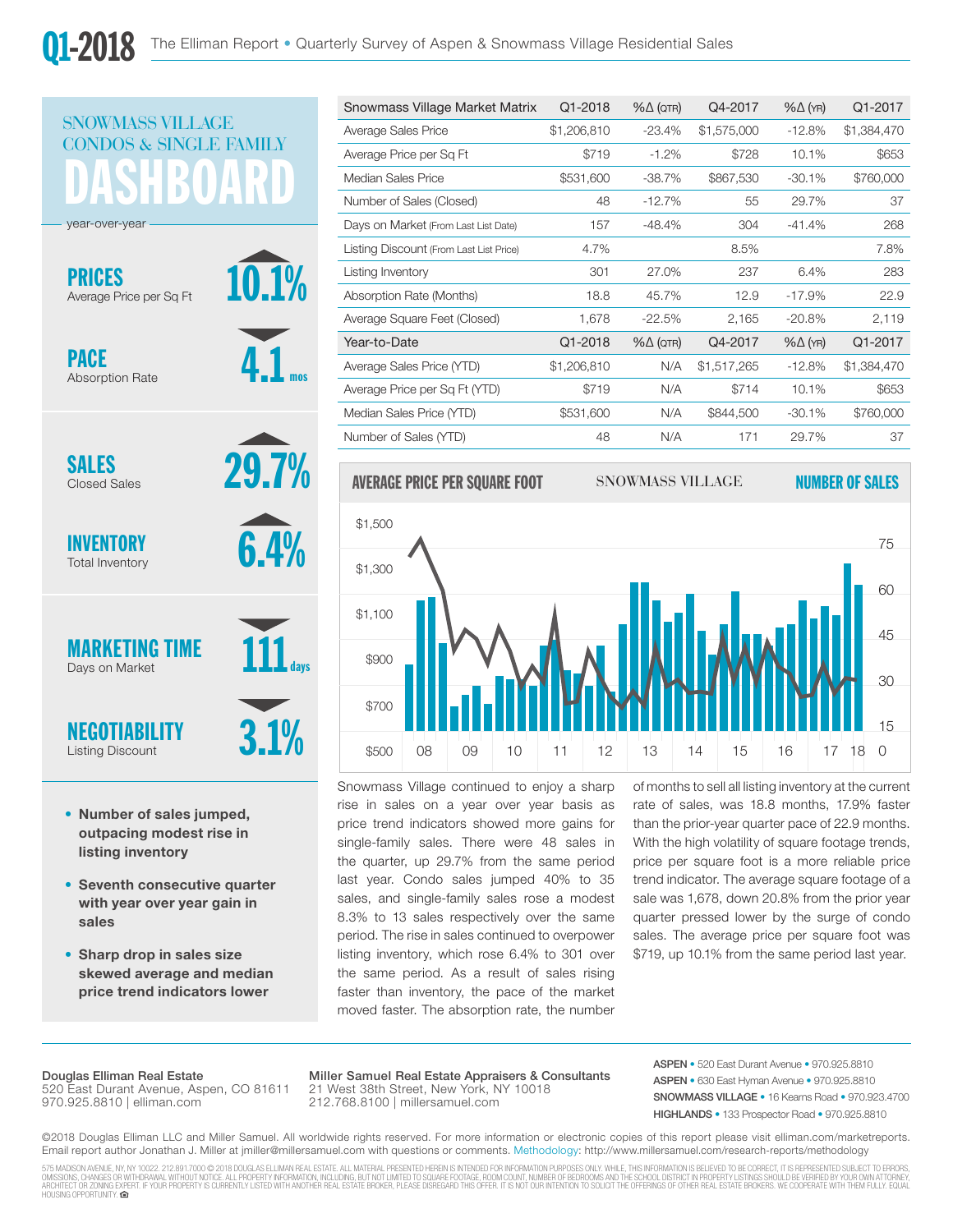# Q1-2018 The Elliman Report • Quarterly Survey of Aspen & Snowmass Village Residential Sales

## SNOWMASS VILLAGE CONDOS & SINGLE FAMILY DASHBOARD

year-over-year

**PRICES** Average Price per Sq Ft — 10.1%

**PACE** Absorption Rate — 4.1 mos

**SALES** Closed Sales — 29.7%

**INVENTORY** Total Inventory — 6.4%

**MARKETING TIME** Days on Market — 111 days

**NEGOTIABILITY** Listing Discount — 3.1%

- **Number of sales jumped, outpacing modest rise in listing inventory**
- **Seventh consecutive quarter with year over year gain in sales**
- **Sharp drop in sales size skewed average and median price trend indicators lower**

| Snowmass Village Market Matrix | Q1-2018 | %Δ (QTR) | Q4-2017 | %Δ (YR) | Q1-2017 |
|---|---|---|---|---|---|
| Average Sales Price | $1,206,810 | -23.4% | $1,575,000 | -12.8% | $1,384,470 |
| Average Price per Sq Ft | $719 | -1.2% | $728 | 10.1% | $653 |
| Median Sales Price | $531,600 | -38.7% | $867,530 | -30.1% | $760,000 |
| Number of Sales (Closed) | 48 | -12.7% | 55 | 29.7% | 37 |
| Days on Market (From Last List Date) | 157 | -48.4% | 304 | -41.4% | 268 |
| Listing Discount (From Last List Price) | 4.7% | | 8.5% | | 7.8% |
| Listing Inventory | 301 | 27.0% | 237 | 6.4% | 283 |
| Absorption Rate (Months) | 18.8 | 45.7% | 12.9 | -17.9% | 22.9 |
| Average Square Feet (Closed) | 1,678 | -22.5% | 2,165 | -20.8% | 2,119 |
| **Year-to-Date** | **Q1-2018** | **%Δ (QTR)** | **Q4-2017** | **%Δ (YR)** | **Q1-2017** |
| Average Sales Price (YTD) | $1,206,810 | N/A | $1,517,265 | -12.8% | $1,384,470 |
| Average Price per Sq Ft (YTD) | $719 | N/A | $714 | 10.1% | $653 |
| Median Sales Price (YTD) | $531,600 | N/A | $844,500 | -30.1% | $760,000 |
| Number of Sales (YTD) | 48 | N/A | 171 | 29.7% | 37 |

AVERAGE PRICE PER SQUARE FOOT
SNOWMASS VILLAGE
NUMBER OF SALES
$1,500
$1,300
$1,100
$900
$700
$500
75
60
45
30
15
0
08 09 10 11 12 13 14 15 16 17 18

Snowmass Village continued to enjoy a sharp rise in sales on a year over year basis as price trend indicators showed more gains for single-family sales. There were 48 sales in the quarter, up 29.7% from the same period last year. Condo sales jumped 40% to 35 sales, and single-family sales rose a modest 8.3% to 13 sales respectively over the same period. The rise in sales continued to overpower listing inventory, which rose 6.4% to 301 over the same period. As a result of sales rising faster than inventory, the pace of the market moved faster. The absorption rate, the number of months to sell all listing inventory at the current rate of sales, was 18.8 months, 17.9% faster than the prior-year quarter pace of 22.9 months. With the high volatility of square footage trends, price per square foot is a more reliable price trend indicator. The average square footage of a sale was 1,678, down 20.8% from the prior year quarter pressed lower by the surge of condo sales. The average price per square foot was $719, up 10.1% from the same period last year.

**Douglas Elliman Real Estate**
520 East Durant Avenue, Aspen, CO 81611
970.925.8810 | elliman.com

**Miller Samuel Real Estate Appraisers & Consultants**
21 West 38th Street, New York, NY 10018
212.768.8100 | millersamuel.com

**ASPEN** • 520 East Durant Avenue • 970.925.8810
**ASPEN** • 630 East Hyman Avenue • 970.925.8810
**SNOWMASS VILLAGE** • 16 Kearns Road • 970.923.4700
**HIGHLANDS** • 133 Prospector Road • 970.925.8810

©2018 Douglas Elliman LLC and Miller Samuel. All worldwide rights reserved. For more information or electronic copies of this report please visit elliman.com/marketreports. Email report author Jonathan J. Miller at jmiller@millersamuel.com with questions or comments. Methodology: http://www.millersamuel.com/research-reports/methodology

575 MADISON AVENUE, NY, NY 10022. 212.891.7000 © 2018 DOUGLAS ELLIMAN REAL ESTATE. ALL MATERIAL PRESENTED HEREIN IS INTENDED FOR INFORMATION PURPOSES ONLY. WHILE, THIS INFORMATION IS BELIEVED TO BE CORRECT, IT IS REPRESENTED SUBJECT TO ERRORS, OMISSIONS, CHANGES OR WITHDRAWAL WITHOUT NOTICE. ALL PROPERTY INFORMATION, INCLUDING, BUT NOT LIMITED TO SQUARE FOOTAGE, ROOM COUNT, NUMBER OF BEDROOMS AND THE SCHOOL DISTRICT IN PROPERTY LISTINGS SHOULD BE VERIFIED BY YOUR OWN ATTORNEY, ARCHITECT OR ZONING EXPERT. IF YOUR PROPERTY IS CURRENTLY LISTED WITH ANOTHER REAL ESTATE BROKER, PLEASE DISREGARD THIS OFFER. IT IS NOT OUR INTENTION TO SOLICIT THE OFFERINGS OF OTHER REAL ESTATE BROKERS. WE COOPERATE WITH THEM FULLY. EQUAL HOUSING OPPORTUNITY.